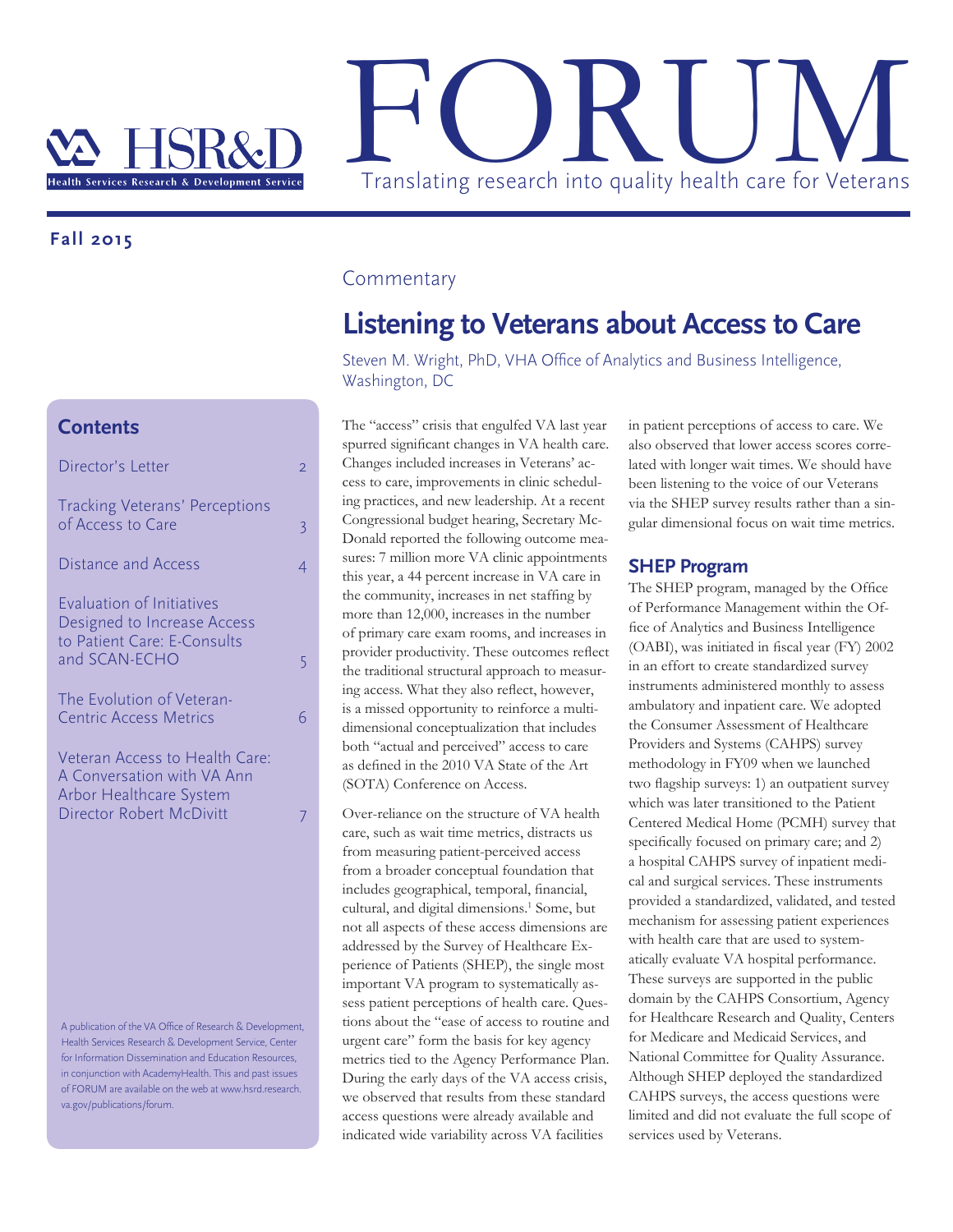# HSR&D FORUM

Translating research into quality health care for Veterans

Fall 2015

## Contents

- Director's Letter 2
- Tracking Veterans' Perceptions of Access to Care 3
- Distance and Access 4
- Evaluation of Initiatives Designed to Increase Access to Patient Care: E-Consults and SCAN-ECHO 5
- The Evolution of Veteran-Centric Access Metrics 6
- Veteran Access to Health Care: A Conversation with VA Ann Arbor Healthcare System Director Robert McDivitt 7

A publication of the VA Office of Research & Development, Health Services Research & Development Service, Center for Information Dissemination and Education Resources, in conjunction with AcademyHealth. This and past issues of FORUM are available on the web at www.hsrd.research.va.gov/publications/forum.

Commentary

# Listening to Veterans about Access to Care

Steven M. Wright, PhD, VHA Office of Analytics and Business Intelligence, Washington, DC

The "access" crisis that engulfed VA last year spurred significant changes in VA health care. Changes included increases in Veterans' access to care, improvements in clinic scheduling practices, and new leadership. At a recent Congressional budget hearing, Secretary McDonald reported the following outcome measures: 7 million more VA clinic appointments this year, a 44 percent increase in VA care in the community, increases in net staffing by more than 12,000, increases in the number of primary care exam rooms, and increases in provider productivity. These outcomes reflect the traditional structural approach to measuring access. What they also reflect, however, is a missed opportunity to reinforce a multi-dimensional conceptualization that includes both "actual and perceived" access to care as defined in the 2010 VA State of the Art (SOTA) Conference on Access.

Over-reliance on the structure of VA health care, such as wait time metrics, distracts us from measuring patient-perceived access from a broader conceptual foundation that includes geographical, temporal, financial, cultural, and digital dimensions.[1] Some, but not all aspects of these access dimensions are addressed by the Survey of Healthcare Experience of Patients (SHEP), the single most important VA program to systematically assess patient perceptions of health care. Questions about the "ease of access to routine and urgent care" form the basis for key agency metrics tied to the Agency Performance Plan. During the early days of the VA access crisis, we observed that results from these standard access questions were already available and indicated wide variability across VA facilities in patient perceptions of access to care. We also observed that lower access scores correlated with longer wait times. We should have been listening to the voice of our Veterans via the SHEP survey results rather than a singular dimensional focus on wait time metrics.

## SHEP Program

The SHEP program, managed by the Office of Performance Management within the Office of Analytics and Business Intelligence (OABI), was initiated in fiscal year (FY) 2002 in an effort to create standardized survey instruments administered monthly to assess ambulatory and inpatient care. We adopted the Consumer Assessment of Healthcare Providers and Systems (CAHPS) survey methodology in FY09 when we launched two flagship surveys: 1) an outpatient survey which was later transitioned to the Patient Centered Medical Home (PCMH) survey that specifically focused on primary care; and 2) a hospital CAHPS survey of inpatient medical and surgical services. These instruments provided a standardized, validated, and tested mechanism for assessing patient experiences with health care that are used to systematically evaluate VA hospital performance. These surveys are supported in the public domain by the CAHPS Consortium, Agency for Healthcare Research and Quality, Centers for Medicare and Medicaid Services, and National Committee for Quality Assurance. Although SHEP deployed the standardized CAHPS surveys, the access questions were limited and did not evaluate the full scope of services used by Veterans.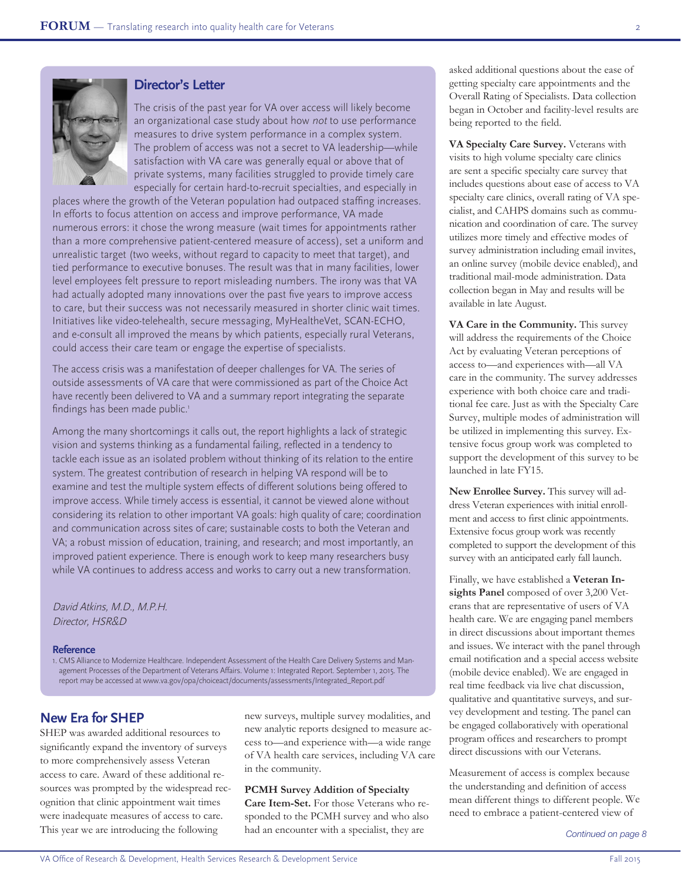## Director's Letter

The crisis of the past year for VA over access will likely become an organizational case study about how *not* to use performance measures to drive system performance in a complex system. The problem of access was not a secret to VA leadership—while satisfaction with VA care was generally equal or above that of private systems, many facilities struggled to provide timely care especially for certain hard-to-recruit specialties, and especially in places where the growth of the Veteran population had outpaced staffing increases. In efforts to focus attention on access and improve performance, VA made numerous errors: it chose the wrong measure (wait times for appointments rather than a more comprehensive patient-centered measure of access), set a uniform and unrealistic target (two weeks, without regard to capacity to meet that target), and tied performance to executive bonuses. The result was that in many facilities, lower level employees felt pressure to report misleading numbers. The irony was that VA had actually adopted many innovations over the past five years to improve access to care, but their success was not necessarily measured in shorter clinic wait times. Initiatives like video-telehealth, secure messaging, MyHealtheVet, SCAN-ECHO, and e-consult all improved the means by which patients, especially rural Veterans, could access their care team or engage the expertise of specialists.

The access crisis was a manifestation of deeper challenges for VA. The series of outside assessments of VA care that were commissioned as part of the Choice Act have recently been delivered to VA and a summary report integrating the separate findings has been made public.[1]

Among the many shortcomings it calls out, the report highlights a lack of strategic vision and systems thinking as a fundamental failing, reflected in a tendency to tackle each issue as an isolated problem without thinking of its relation to the entire system. The greatest contribution of research in helping VA respond will be to examine and test the multiple system effects of different solutions being offered to improve access. While timely access is essential, it cannot be viewed alone without considering its relation to other important VA goals: high quality of care; coordination and communication across sites of care; sustainable costs to both the Veteran and VA; a robust mission of education, training, and research; and most importantly, an improved patient experience. There is enough work to keep many researchers busy while VA continues to address access and works to carry out a new transformation.

*David Atkins, M.D., M.P.H.*
*Director, HSR&D*

### Reference

1. CMS Alliance to Modernize Healthcare. Independent Assessment of the Health Care Delivery Systems and Management Processes of the Department of Veterans Affairs. Volume 1: Integrated Report. September 1, 2015. The report may be accessed at www.va.gov/opa/choiceact/documents/assessments/Integrated_Report.pdf

## New Era for SHEP

SHEP was awarded additional resources to significantly expand the inventory of surveys to more comprehensively assess Veteran access to care. Award of these additional resources was prompted by the widespread recognition that clinic appointment wait times were inadequate measures of access to care. This year we are introducing the following new surveys, multiple survey modalities, and new analytic reports designed to measure access to—and experience with—a wide range of VA health care services, including VA care in the community.

**PCMH Survey Addition of Specialty Care Item-Set.** For those Veterans who responded to the PCMH survey and who also had an encounter with a specialist, they are asked additional questions about the ease of getting specialty care appointments and the Overall Rating of Specialists. Data collection began in October and facility-level results are being reported to the field.

**VA Specialty Care Survey.** Veterans with visits to high volume specialty care clinics are sent a specific specialty care survey that includes questions about ease of access to VA specialty care clinics, overall rating of VA specialist, and CAHPS domains such as communication and coordination of care. The survey utilizes more timely and effective modes of survey administration including email invites, an online survey (mobile device enabled), and traditional mail-mode administration. Data collection began in May and results will be available in late August.

**VA Care in the Community.** This survey will address the requirements of the Choice Act by evaluating Veteran perceptions of access to—and experiences with—all VA care in the community. The survey addresses experience with both choice care and traditional fee care. Just as with the Specialty Care Survey, multiple modes of administration will be utilized in implementing this survey. Extensive focus group work was completed to support the development of this survey to be launched in late FY15.

**New Enrollee Survey.** This survey will address Veteran experiences with initial enrollment and access to first clinic appointments. Extensive focus group work was recently completed to support the development of this survey with an anticipated early fall launch.

Finally, we have established a **Veteran Insights Panel** composed of over 3,200 Veterans that are representative of users of VA health care. We are engaging panel members in direct discussions about important themes and issues. We interact with the panel through email notification and a special access website (mobile device enabled). We are engaged in real time feedback via live chat discussion, qualitative and quantitative surveys, and survey development and testing. The panel can be engaged collaboratively with operational program offices and researchers to prompt direct discussions with our Veterans.

Measurement of access is complex because the understanding and definition of access mean different things to different people. We need to embrace a patient-centered view of

*Continued on page 8*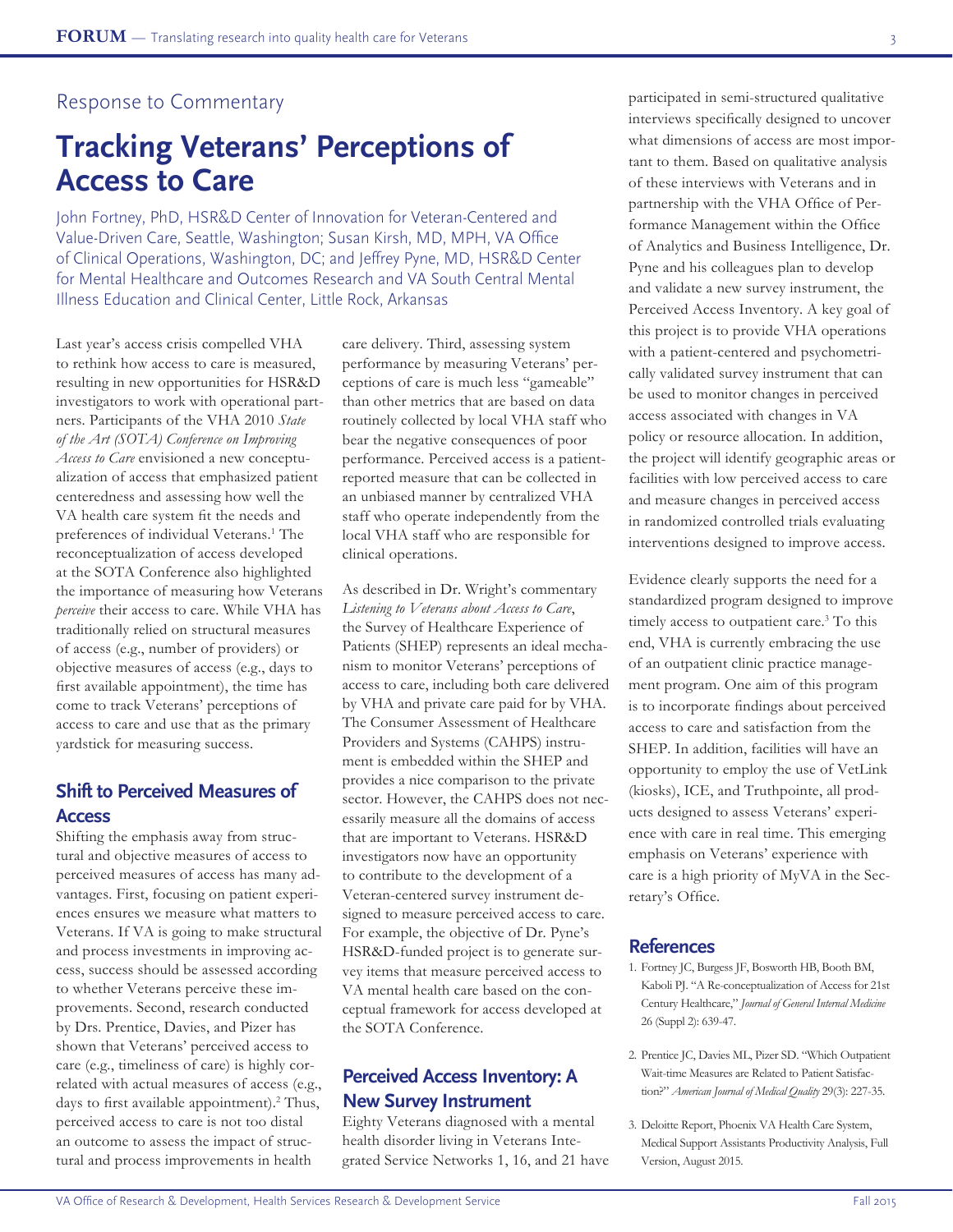Response to Commentary

# Tracking Veterans' Perceptions of Access to Care

John Fortney, PhD, HSR&D Center of Innovation for Veteran-Centered and Value-Driven Care, Seattle, Washington; Susan Kirsh, MD, MPH, VA Office of Clinical Operations, Washington, DC; and Jeffrey Pyne, MD, HSR&D Center for Mental Healthcare and Outcomes Research and VA South Central Mental Illness Education and Clinical Center, Little Rock, Arkansas

Last year's access crisis compelled VHA to rethink how access to care is measured, resulting in new opportunities for HSR&D investigators to work with operational partners. Participants of the VHA 2010 *State of the Art (SOTA) Conference on Improving Access to Care* envisioned a new conceptualization of access that emphasized patient centeredness and assessing how well the VA health care system fit the needs and preferences of individual Veterans.[1] The reconceptualization of access developed at the SOTA Conference also highlighted the importance of measuring how Veterans *perceive* their access to care. While VHA has traditionally relied on structural measures of access (e.g., number of providers) or objective measures of access (e.g., days to first available appointment), the time has come to track Veterans' perceptions of access to care and use that as the primary yardstick for measuring success.

## Shift to Perceived Measures of Access

Shifting the emphasis away from structural and objective measures of access to perceived measures of access has many advantages. First, focusing on patient experiences ensures we measure what matters to Veterans. If VA is going to make structural and process investments in improving access, success should be assessed according to whether Veterans perceive these improvements. Second, research conducted by Drs. Prentice, Davies, and Pizer has shown that Veterans' perceived access to care (e.g., timeliness of care) is highly correlated with actual measures of access (e.g., days to first available appointment).[2] Thus, perceived access to care is not too distal an outcome to assess the impact of structural and process improvements in health care delivery. Third, assessing system performance by measuring Veterans' perceptions of care is much less "gameable" than other metrics that are based on data routinely collected by local VHA staff who bear the negative consequences of poor performance. Perceived access is a patient-reported measure that can be collected in an unbiased manner by centralized VHA staff who operate independently from the local VHA staff who are responsible for clinical operations.

As described in Dr. Wright's commentary *Listening to Veterans about Access to Care*, the Survey of Healthcare Experience of Patients (SHEP) represents an ideal mechanism to monitor Veterans' perceptions of access to care, including both care delivered by VHA and private care paid for by VHA. The Consumer Assessment of Healthcare Providers and Systems (CAHPS) instrument is embedded within the SHEP and provides a nice comparison to the private sector. However, the CAHPS does not necessarily measure all the domains of access that are important to Veterans. HSR&D investigators now have an opportunity to contribute to the development of a Veteran-centered survey instrument designed to measure perceived access to care. For example, the objective of Dr. Pyne's HSR&D-funded project is to generate survey items that measure perceived access to VA mental health care based on the conceptual framework for access developed at the SOTA Conference.

## Perceived Access Inventory: A New Survey Instrument

Eighty Veterans diagnosed with a mental health disorder living in Veterans Integrated Service Networks 1, 16, and 21 have participated in semi-structured qualitative interviews specifically designed to uncover what dimensions of access are most important to them. Based on qualitative analysis of these interviews with Veterans and in partnership with the VHA Office of Performance Management within the Office of Analytics and Business Intelligence, Dr. Pyne and his colleagues plan to develop and validate a new survey instrument, the Perceived Access Inventory. A key goal of this project is to provide VHA operations with a patient-centered and psychometrically validated survey instrument that can be used to monitor changes in perceived access associated with changes in VA policy or resource allocation. In addition, the project will identify geographic areas or facilities with low perceived access to care and measure changes in perceived access in randomized controlled trials evaluating interventions designed to improve access.

Evidence clearly supports the need for a standardized program designed to improve timely access to outpatient care.[3] To this end, VHA is currently embracing the use of an outpatient clinic practice management program. One aim of this program is to incorporate findings about perceived access to care and satisfaction from the SHEP. In addition, facilities will have an opportunity to employ the use of VetLink (kiosks), ICE, and Truthpointe, all products designed to assess Veterans' experience with care in real time. This emerging emphasis on Veterans' experience with care is a high priority of MyVA in the Secretary's Office.

## References

1. Fortney JC, Burgess JF, Bosworth HB, Booth BM, Kaboli PJ. "A Re-conceptualization of Access for 21st Century Healthcare," *Journal of General Internal Medicine* 26 (Suppl 2): 639-47.
2. Prentice JC, Davies ML, Pizer SD. "Which Outpatient Wait-time Measures are Related to Patient Satisfaction?" *American Journal of Medical Quality* 29(3): 227-35.
3. Deloitte Report, Phoenix VA Health Care System, Medical Support Assistants Productivity Analysis, Full Version, August 2015.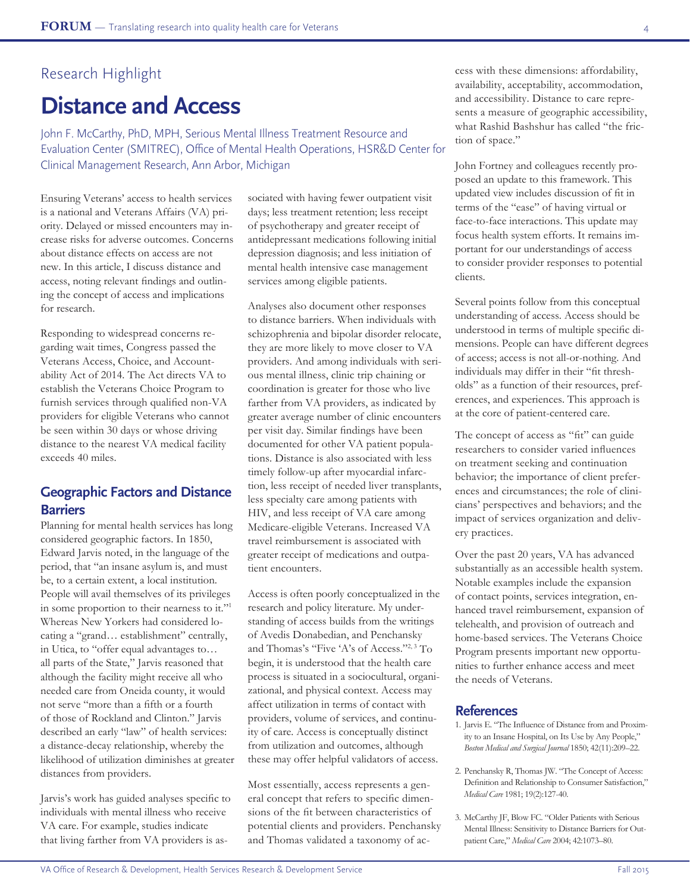Research Highlight

# Distance and Access

John F. McCarthy, PhD, MPH, Serious Mental Illness Treatment Resource and Evaluation Center (SMITREC), Office of Mental Health Operations, HSR&D Center for Clinical Management Research, Ann Arbor, Michigan

Ensuring Veterans' access to health services is a national and Veterans Affairs (VA) priority. Delayed or missed encounters may increase risks for adverse outcomes. Concerns about distance effects on access are not new. In this article, I discuss distance and access, noting relevant findings and outlining the concept of access and implications for research.

Responding to widespread concerns regarding wait times, Congress passed the Veterans Access, Choice, and Accountability Act of 2014. The Act directs VA to establish the Veterans Choice Program to furnish services through qualified non-VA providers for eligible Veterans who cannot be seen within 30 days or whose driving distance to the nearest VA medical facility exceeds 40 miles.

## Geographic Factors and Distance Barriers

Planning for mental health services has long considered geographic factors. In 1850, Edward Jarvis noted, in the language of the period, that "an insane asylum is, and must be, to a certain extent, a local institution. People will avail themselves of its privileges in some proportion to their nearness to it."[1] Whereas New Yorkers had considered locating a "grand… establishment" centrally, in Utica, to "offer equal advantages to… all parts of the State," Jarvis reasoned that although the facility might receive all who needed care from Oneida county, it would not serve "more than a fifth or a fourth of those of Rockland and Clinton." Jarvis described an early "law" of health services: a distance-decay relationship, whereby the likelihood of utilization diminishes at greater distances from providers.

Jarvis's work has guided analyses specific to individuals with mental illness who receive VA care. For example, studies indicate that living farther from VA providers is associated with having fewer outpatient visit days; less treatment retention; less receipt of psychotherapy and greater receipt of antidepressant medications following initial depression diagnosis; and less initiation of mental health intensive case management services among eligible patients.

Analyses also document other responses to distance barriers. When individuals with schizophrenia and bipolar disorder relocate, they are more likely to move closer to VA providers. And among individuals with serious mental illness, clinic trip chaining or coordination is greater for those who live farther from VA providers, as indicated by greater average number of clinic encounters per visit day. Similar findings have been documented for other VA patient populations. Distance is also associated with less timely follow-up after myocardial infarction, less receipt of needed liver transplants, less specialty care among patients with HIV, and less receipt of VA care among Medicare-eligible Veterans. Increased VA travel reimbursement is associated with greater receipt of medications and outpatient encounters.

Access is often poorly conceptualized in the research and policy literature. My understanding of access builds from the writings of Avedis Donabedian, and Penchansky and Thomas's "Five 'A's of Access."[2, 3] To begin, it is understood that the health care process is situated in a sociocultural, organizational, and physical context. Access may affect utilization in terms of contact with providers, volume of services, and continuity of care. Access is conceptually distinct from utilization and outcomes, although these may offer helpful validators of access.

Most essentially, access represents a general concept that refers to specific dimensions of the fit between characteristics of potential clients and providers. Penchansky and Thomas validated a taxonomy of access with these dimensions: affordability, availability, acceptability, accommodation, and accessibility. Distance to care represents a measure of geographic accessibility, what Rashid Bashshur has called "the friction of space."

John Fortney and colleagues recently proposed an update to this framework. This updated view includes discussion of fit in terms of the "ease" of having virtual or face-to-face interactions. This update may focus health system efforts. It remains important for our understandings of access to consider provider responses to potential clients.

Several points follow from this conceptual understanding of access. Access should be understood in terms of multiple specific dimensions. People can have different degrees of access; access is not all-or-nothing. And individuals may differ in their "fit thresholds" as a function of their resources, preferences, and experiences. This approach is at the core of patient-centered care.

The concept of access as "fit" can guide researchers to consider varied influences on treatment seeking and continuation behavior; the importance of client preferences and circumstances; the role of clinicians' perspectives and behaviors; and the impact of services organization and delivery practices.

Over the past 20 years, VA has advanced substantially as an accessible health system. Notable examples include the expansion of contact points, services integration, enhanced travel reimbursement, expansion of telehealth, and provision of outreach and home-based services. The Veterans Choice Program presents important new opportunities to further enhance access and meet the needs of Veterans.

## References

1. Jarvis E. "The Influence of Distance from and Proximity to an Insane Hospital, on Its Use by Any People," *Boston Medical and Surgical Journal* 1850; 42(11):209–22.
2. Penchansky R, Thomas JW. "The Concept of Access: Definition and Relationship to Consumer Satisfaction," *Medical Care* 1981; 19(2):127-40.
3. McCarthy JF, Blow FC. "Older Patients with Serious Mental Illness: Sensitivity to Distance Barriers for Outpatient Care," *Medical Care* 2004; 42:1073–80.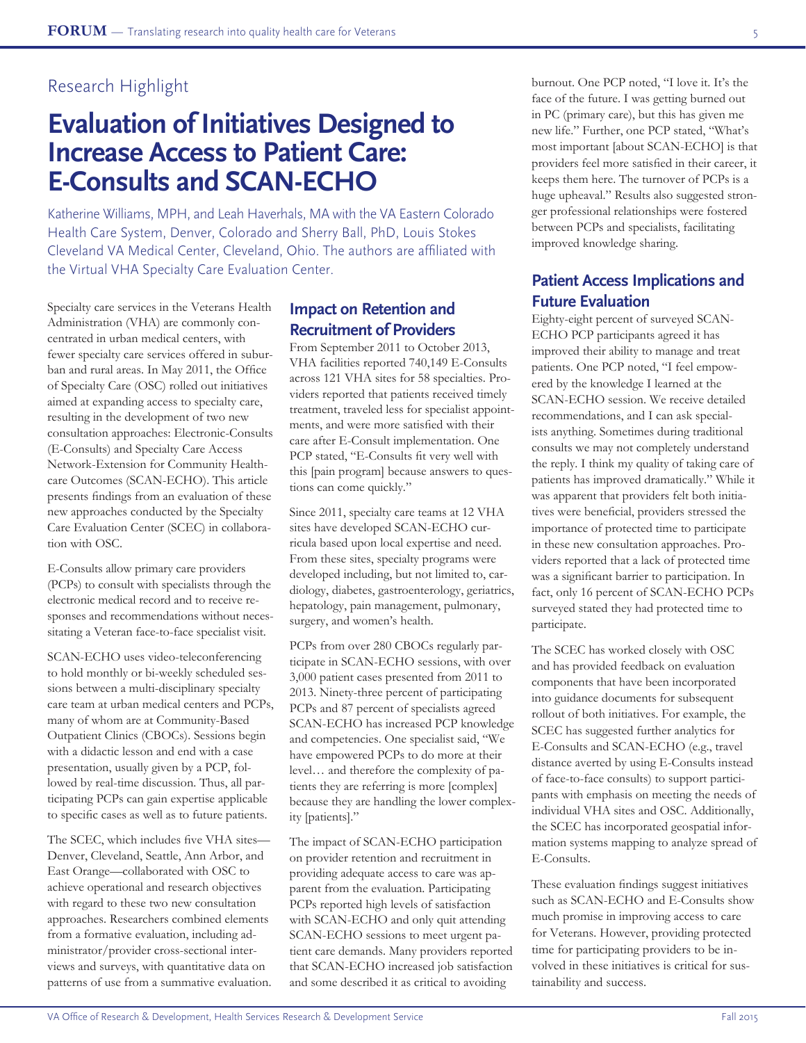Research Highlight

# Evaluation of Initiatives Designed to Increase Access to Patient Care: E-Consults and SCAN-ECHO

Katherine Williams, MPH, and Leah Haverhals, MA with the VA Eastern Colorado Health Care System, Denver, Colorado and Sherry Ball, PhD, Louis Stokes Cleveland VA Medical Center, Cleveland, Ohio. The authors are affiliated with the Virtual VHA Specialty Care Evaluation Center.

Specialty care services in the Veterans Health Administration (VHA) are commonly concentrated in urban medical centers, with fewer specialty care services offered in suburban and rural areas. In May 2011, the Office of Specialty Care (OSC) rolled out initiatives aimed at expanding access to specialty care, resulting in the development of two new consultation approaches: Electronic-Consults (E-Consults) and Specialty Care Access Network-Extension for Community Healthcare Outcomes (SCAN-ECHO). This article presents findings from an evaluation of these new approaches conducted by the Specialty Care Evaluation Center (SCEC) in collaboration with OSC.

E-Consults allow primary care providers (PCPs) to consult with specialists through the electronic medical record and to receive responses and recommendations without necessitating a Veteran face-to-face specialist visit.

SCAN-ECHO uses video-teleconferencing to hold monthly or bi-weekly scheduled sessions between a multi-disciplinary specialty care team at urban medical centers and PCPs, many of whom are at Community-Based Outpatient Clinics (CBOCs). Sessions begin with a didactic lesson and end with a case presentation, usually given by a PCP, followed by real-time discussion. Thus, all participating PCPs can gain expertise applicable to specific cases as well as to future patients.

The SCEC, which includes five VHA sites—Denver, Cleveland, Seattle, Ann Arbor, and East Orange—collaborated with OSC to achieve operational and research objectives with regard to these two new consultation approaches. Researchers combined elements from a formative evaluation, including administrator/provider cross-sectional interviews and surveys, with quantitative data on patterns of use from a summative evaluation.

## Impact on Retention and Recruitment of Providers

From September 2011 to October 2013, VHA facilities reported 740,149 E-Consults across 121 VHA sites for 58 specialties. Providers reported that patients received timely treatment, traveled less for specialist appointments, and were more satisfied with their care after E-Consult implementation. One PCP stated, "E-Consults fit very well with this [pain program] because answers to questions can come quickly."

Since 2011, specialty care teams at 12 VHA sites have developed SCAN-ECHO curricula based upon local expertise and need. From these sites, specialty programs were developed including, but not limited to, cardiology, diabetes, gastroenterology, geriatrics, hepatology, pain management, pulmonary, surgery, and women's health.

PCPs from over 280 CBOCs regularly participate in SCAN-ECHO sessions, with over 3,000 patient cases presented from 2011 to 2013. Ninety-three percent of participating PCPs and 87 percent of specialists agreed SCAN-ECHO has increased PCP knowledge and competencies. One specialist said, "We have empowered PCPs to do more at their level… and therefore the complexity of patients they are referring is more [complex] because they are handling the lower complexity [patients]."

The impact of SCAN-ECHO participation on provider retention and recruitment in providing adequate access to care was apparent from the evaluation. Participating PCPs reported high levels of satisfaction with SCAN-ECHO and only quit attending SCAN-ECHO sessions to meet urgent patient care demands. Many providers reported that SCAN-ECHO increased job satisfaction and some described it as critical to avoiding burnout. One PCP noted, "I love it. It's the face of the future. I was getting burned out in PC (primary care), but this has given me new life." Further, one PCP stated, "What's most important [about SCAN-ECHO] is that providers feel more satisfied in their career, it keeps them here. The turnover of PCPs is a huge upheaval." Results also suggested stronger professional relationships were fostered between PCPs and specialists, facilitating improved knowledge sharing.

## Patient Access Implications and Future Evaluation

Eighty-eight percent of surveyed SCAN-ECHO PCP participants agreed it has improved their ability to manage and treat patients. One PCP noted, "I feel empowered by the knowledge I learned at the SCAN-ECHO session. We receive detailed recommendations, and I can ask specialists anything. Sometimes during traditional consults we may not completely understand the reply. I think my quality of taking care of patients has improved dramatically." While it was apparent that providers felt both initiatives were beneficial, providers stressed the importance of protected time to participate in these new consultation approaches. Providers reported that a lack of protected time was a significant barrier to participation. In fact, only 16 percent of SCAN-ECHO PCPs surveyed stated they had protected time to participate.

The SCEC has worked closely with OSC and has provided feedback on evaluation components that have been incorporated into guidance documents for subsequent rollout of both initiatives. For example, the SCEC has suggested further analytics for E-Consults and SCAN-ECHO (e.g., travel distance averted by using E-Consults instead of face-to-face consults) to support participants with emphasis on meeting the needs of individual VHA sites and OSC. Additionally, the SCEC has incorporated geospatial information systems mapping to analyze spread of E-Consults.

These evaluation findings suggest initiatives such as SCAN-ECHO and E-Consults show much promise in improving access to care for Veterans. However, providing protected time for participating providers to be involved in these initiatives is critical for sustainability and success.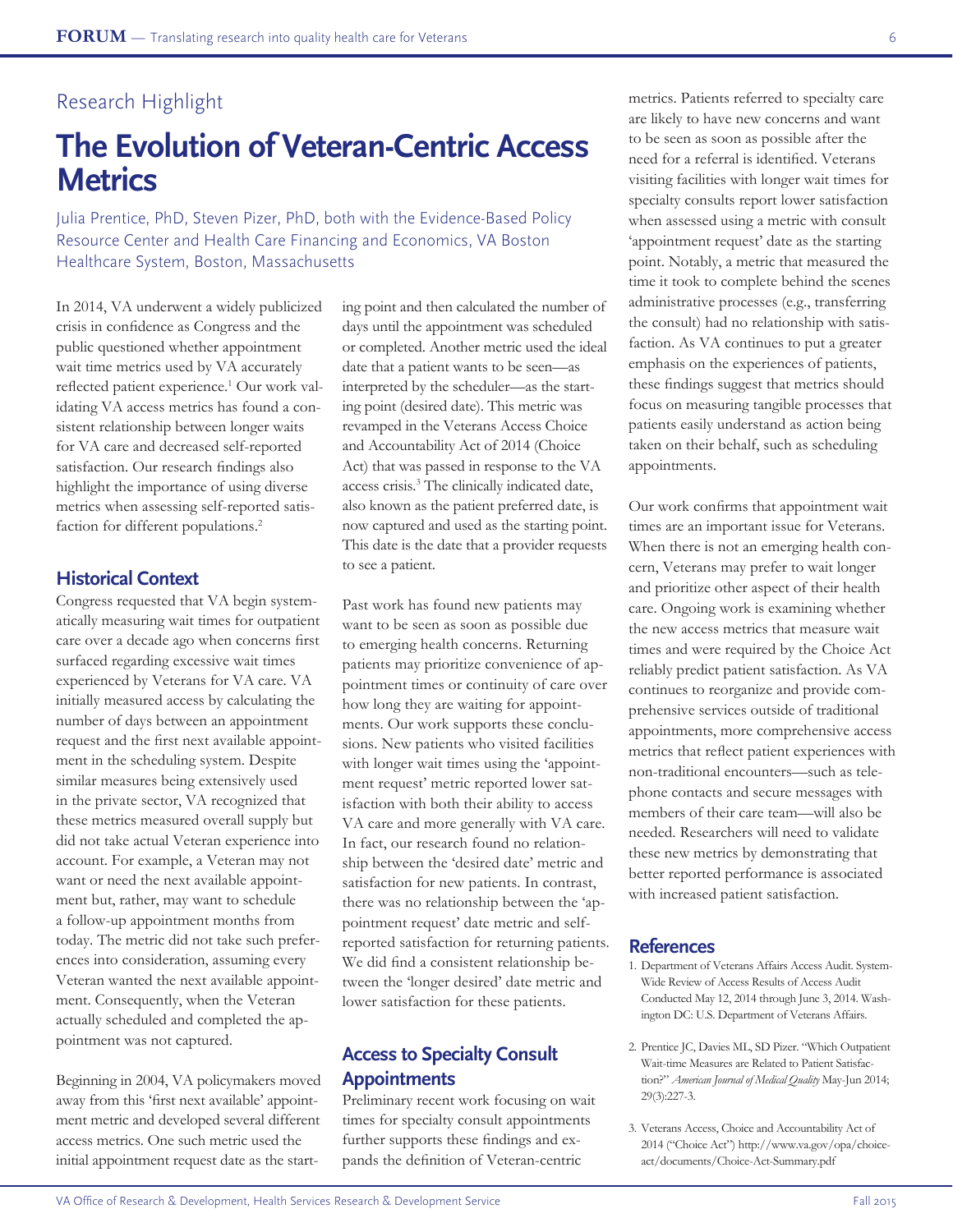Research Highlight

# The Evolution of Veteran-Centric Access Metrics

Julia Prentice, PhD, Steven Pizer, PhD, both with the Evidence-Based Policy Resource Center and Health Care Financing and Economics, VA Boston Healthcare System, Boston, Massachusetts

In 2014, VA underwent a widely publicized crisis in confidence as Congress and the public questioned whether appointment wait time metrics used by VA accurately reflected patient experience.[1] Our work validating VA access metrics has found a consistent relationship between longer waits for VA care and decreased self-reported satisfaction. Our research findings also highlight the importance of using diverse metrics when assessing self-reported satisfaction for different populations.[2]

## Historical Context

Congress requested that VA begin systematically measuring wait times for outpatient care over a decade ago when concerns first surfaced regarding excessive wait times experienced by Veterans for VA care. VA initially measured access by calculating the number of days between an appointment request and the first next available appointment in the scheduling system. Despite similar measures being extensively used in the private sector, VA recognized that these metrics measured overall supply but did not take actual Veteran experience into account. For example, a Veteran may not want or need the next available appointment but, rather, may want to schedule a follow-up appointment months from today. The metric did not take such preferences into consideration, assuming every Veteran wanted the next available appointment. Consequently, when the Veteran actually scheduled and completed the appointment was not captured.

Beginning in 2004, VA policymakers moved away from this 'first next available' appointment metric and developed several different access metrics. One such metric used the initial appointment request date as the starting point and then calculated the number of days until the appointment was scheduled or completed. Another metric used the ideal date that a patient wants to be seen—as interpreted by the scheduler—as the starting point (desired date). This metric was revamped in the Veterans Access Choice and Accountability Act of 2014 (Choice Act) that was passed in response to the VA access crisis.[3] The clinically indicated date, also known as the patient preferred date, is now captured and used as the starting point. This date is the date that a provider requests to see a patient.

Past work has found new patients may want to be seen as soon as possible due to emerging health concerns. Returning patients may prioritize convenience of appointment times or continuity of care over how long they are waiting for appointments. Our work supports these conclusions. New patients who visited facilities with longer wait times using the 'appointment request' metric reported lower satisfaction with both their ability to access VA care and more generally with VA care. In fact, our research found no relationship between the 'desired date' metric and satisfaction for new patients. In contrast, there was no relationship between the 'appointment request' date metric and self-reported satisfaction for returning patients. We did find a consistent relationship between the 'longer desired' date metric and lower satisfaction for these patients.

## Access to Specialty Consult Appointments

Preliminary recent work focusing on wait times for specialty consult appointments further supports these findings and expands the definition of Veteran-centric metrics. Patients referred to specialty care are likely to have new concerns and want to be seen as soon as possible after the need for a referral is identified. Veterans visiting facilities with longer wait times for specialty consults report lower satisfaction when assessed using a metric with consult 'appointment request' date as the starting point. Notably, a metric that measured the time it took to complete behind the scenes administrative processes (e.g., transferring the consult) had no relationship with satisfaction. As VA continues to put a greater emphasis on the experiences of patients, these findings suggest that metrics should focus on measuring tangible processes that patients easily understand as action being taken on their behalf, such as scheduling appointments.

Our work confirms that appointment wait times are an important issue for Veterans. When there is not an emerging health concern, Veterans may prefer to wait longer and prioritize other aspect of their health care. Ongoing work is examining whether the new access metrics that measure wait times and were required by the Choice Act reliably predict patient satisfaction. As VA continues to reorganize and provide comprehensive services outside of traditional appointments, more comprehensive access metrics that reflect patient experiences with non-traditional encounters—such as telephone contacts and secure messages with members of their care team—will also be needed. Researchers will need to validate these new metrics by demonstrating that better reported performance is associated with increased patient satisfaction.

## References

1. Department of Veterans Affairs Access Audit. System-Wide Review of Access Results of Access Audit Conducted May 12, 2014 through June 3, 2014. Washington DC: U.S. Department of Veterans Affairs.
2. Prentice JC, Davies ML, SD Pizer. "Which Outpatient Wait-time Measures are Related to Patient Satisfaction?" *American Journal of Medical Quality* May-Jun 2014; 29(3):227-3.
3. Veterans Access, Choice and Accountability Act of 2014 ("Choice Act") http://www.va.gov/opa/choice-act/documents/Choice-Act-Summary.pdf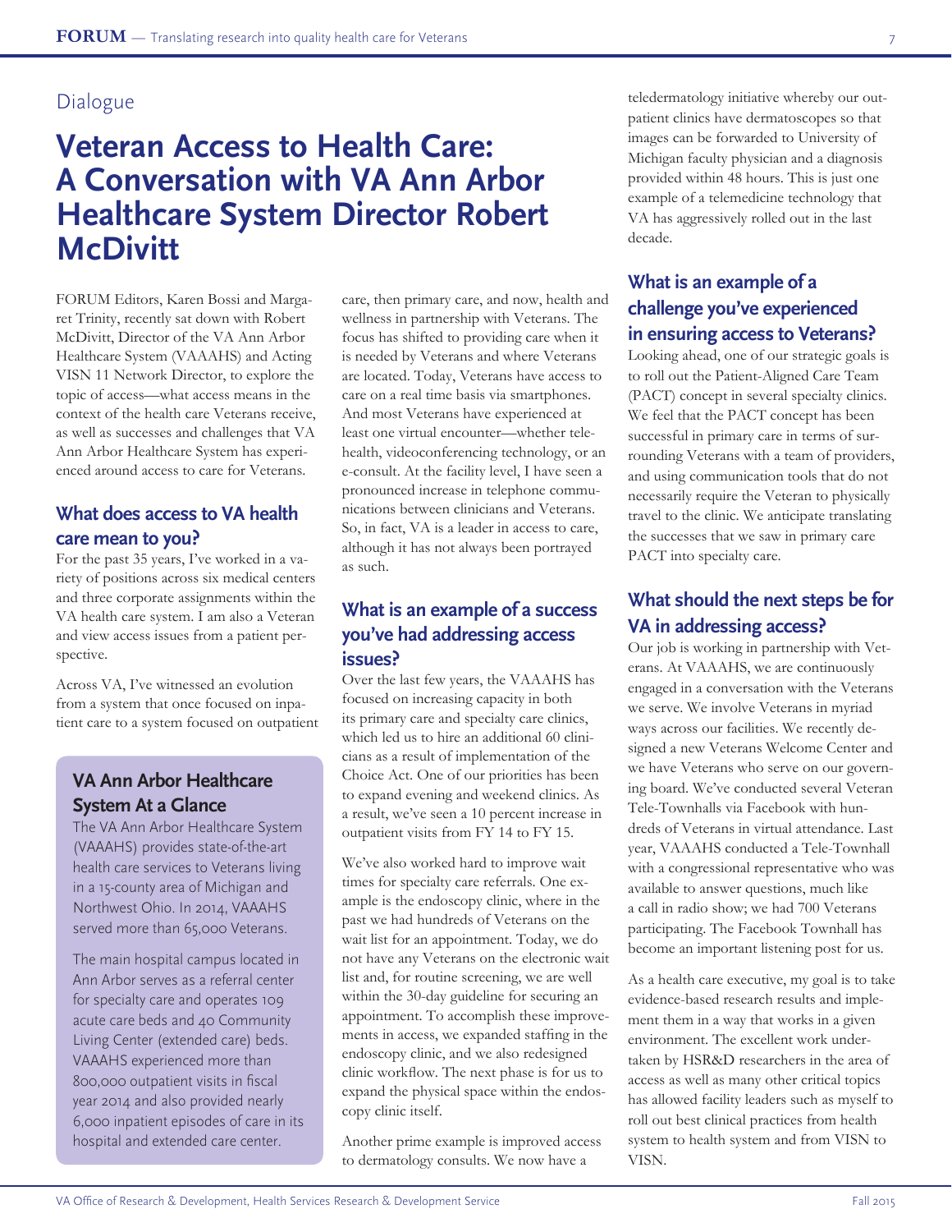Dialogue

# Veteran Access to Health Care: A Conversation with VA Ann Arbor Healthcare System Director Robert McDivitt

FORUM Editors, Karen Bossi and Margaret Trinity, recently sat down with Robert McDivitt, Director of the VA Ann Arbor Healthcare System (VAAAHS) and Acting VISN 11 Network Director, to explore the topic of access—what access means in the context of the health care Veterans receive, as well as successes and challenges that VA Ann Arbor Healthcare System has experienced around access to care for Veterans.

## What does access to VA health care mean to you?

For the past 35 years, I've worked in a variety of positions across six medical centers and three corporate assignments within the VA health care system. I am also a Veteran and view access issues from a patient perspective.

Across VA, I've witnessed an evolution from a system that once focused on inpatient care to a system focused on outpatient care, then primary care, and now, health and wellness in partnership with Veterans. The focus has shifted to providing care when it is needed by Veterans and where Veterans are located. Today, Veterans have access to care on a real time basis via smartphones. And most Veterans have experienced at least one virtual encounter—whether telehealth, videoconferencing technology, or an e-consult. At the facility level, I have seen a pronounced increase in telephone communications between clinicians and Veterans. So, in fact, VA is a leader in access to care, although it has not always been portrayed as such.

### VA Ann Arbor Healthcare System At a Glance

The VA Ann Arbor Healthcare System (VAAAHS) provides state-of-the-art health care services to Veterans living in a 15-county area of Michigan and Northwest Ohio. In 2014, VAAAHS served more than 65,000 Veterans.

The main hospital campus located in Ann Arbor serves as a referral center for specialty care and operates 109 acute care beds and 40 Community Living Center (extended care) beds. VAAAHS experienced more than 800,000 outpatient visits in fiscal year 2014 and also provided nearly 6,000 inpatient episodes of care in its hospital and extended care center.

## What is an example of a success you've had addressing access issues?

Over the last few years, the VAAAHS has focused on increasing capacity in both its primary care and specialty care clinics, which led us to hire an additional 60 clinicians as a result of implementation of the Choice Act. One of our priorities has been to expand evening and weekend clinics. As a result, we've seen a 10 percent increase in outpatient visits from FY 14 to FY 15.

We've also worked hard to improve wait times for specialty care referrals. One example is the endoscopy clinic, where in the past we had hundreds of Veterans on the wait list for an appointment. Today, we do not have any Veterans on the electronic wait list and, for routine screening, we are well within the 30-day guideline for securing an appointment. To accomplish these improvements in access, we expanded staffing in the endoscopy clinic, and we also redesigned clinic workflow. The next phase is for us to expand the physical space within the endoscopy clinic itself.

Another prime example is improved access to dermatology consults. We now have a teledermatology initiative whereby our outpatient clinics have dermatoscopes so that images can be forwarded to University of Michigan faculty physician and a diagnosis provided within 48 hours. This is just one example of a telemedicine technology that VA has aggressively rolled out in the last decade.

## What is an example of a challenge you've experienced in ensuring access to Veterans?

Looking ahead, one of our strategic goals is to roll out the Patient-Aligned Care Team (PACT) concept in several specialty clinics. We feel that the PACT concept has been successful in primary care in terms of surrounding Veterans with a team of providers, and using communication tools that do not necessarily require the Veteran to physically travel to the clinic. We anticipate translating the successes that we saw in primary care PACT into specialty care.

## What should the next steps be for VA in addressing access?

Our job is working in partnership with Veterans. At VAAAHS, we are continuously engaged in a conversation with the Veterans we serve. We involve Veterans in myriad ways across our facilities. We recently designed a new Veterans Welcome Center and we have Veterans who serve on our governing board. We've conducted several Veteran Tele-Townhalls via Facebook with hundreds of Veterans in virtual attendance. Last year, VAAAHS conducted a Tele-Townhall with a congressional representative who was available to answer questions, much like a call in radio show; we had 700 Veterans participating. The Facebook Townhall has become an important listening post for us.

As a health care executive, my goal is to take evidence-based research results and implement them in a way that works in a given environment. The excellent work undertaken by HSR&D researchers in the area of access as well as many other critical topics has allowed facility leaders such as myself to roll out best clinical practices from health system to health system and from VISN to VISN.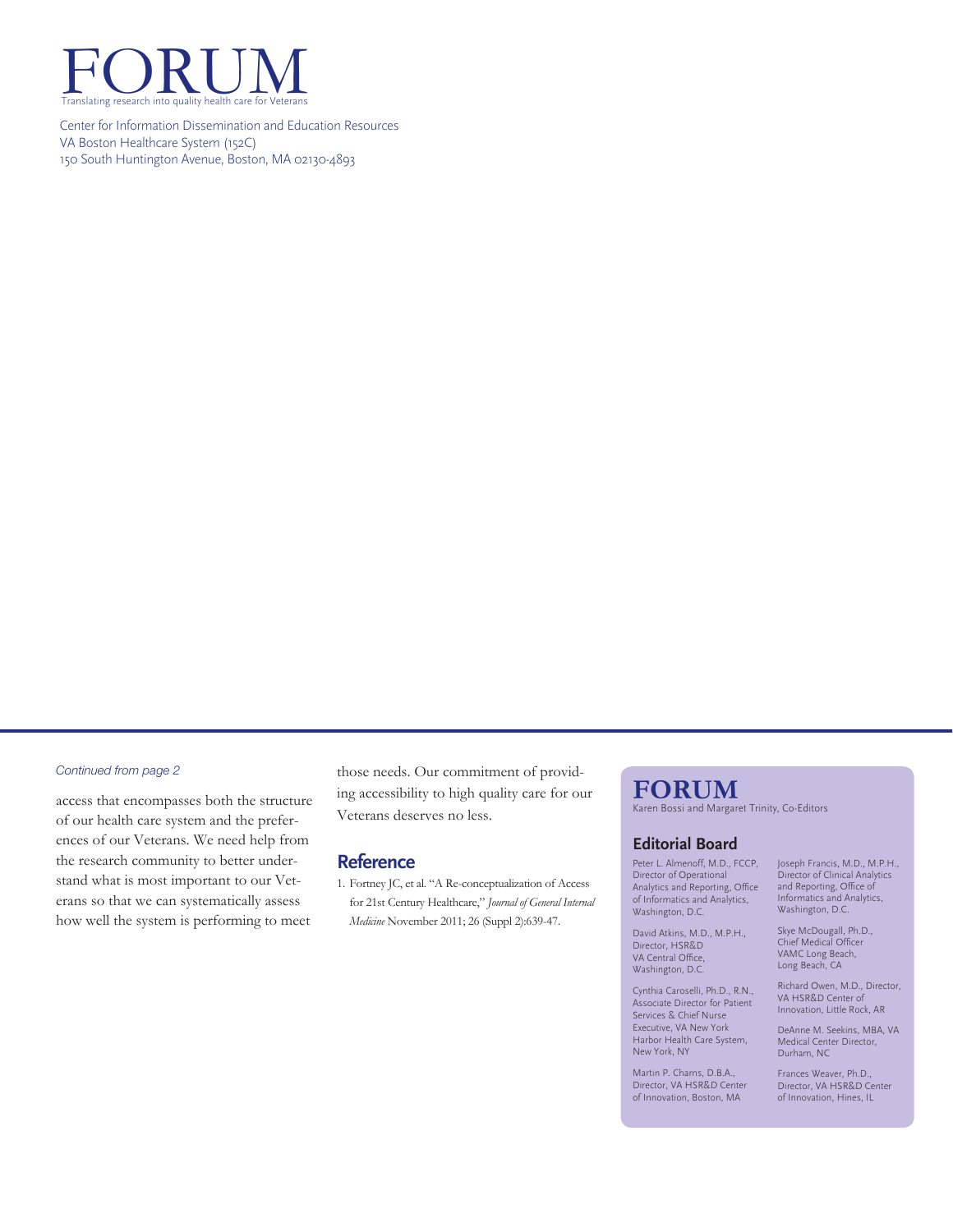# FORUM

Translating research into quality health care for Veterans

Center for Information Dissemination and Education Resources
VA Boston Healthcare System (152C)
150 South Huntington Avenue, Boston, MA 02130-4893

*Continued from page 2*

access that encompasses both the structure of our health care system and the preferences of our Veterans. We need help from the research community to better understand what is most important to our Veterans so that we can systematically assess how well the system is performing to meet those needs. Our commitment of providing accessibility to high quality care for our Veterans deserves no less.

## Reference

1. Fortney JC, et al. "A Re-conceptualization of Access for 21st Century Healthcare," *Journal of General Internal Medicine* November 2011; 26 (Suppl 2):639-47.

## FORUM

Karen Bossi and Margaret Trinity, Co-Editors

### Editorial Board

Peter L. Almenoff, M.D., FCCP, Director of Operational Analytics and Reporting, Office of Informatics and Analytics, Washington, D.C.

David Atkins, M.D., M.P.H., Director, HSR&D VA Central Office, Washington, D.C.

Cynthia Caroselli, Ph.D., R.N., Associate Director for Patient Services & Chief Nurse Executive, VA New York Harbor Health Care System, New York, NY

Martin P. Charns, D.B.A., Director, VA HSR&D Center of Innovation, Boston, MA

Joseph Francis, M.D., M.P.H., Director of Clinical Analytics and Reporting, Office of Informatics and Analytics, Washington, D.C.

Skye McDougall, Ph.D., Chief Medical Officer VAMC Long Beach, Long Beach, CA

Richard Owen, M.D., Director, VA HSR&D Center of Innovation, Little Rock, AR

DeAnne M. Seekins, MBA, VA Medical Center Director, Durham, NC

Frances Weaver, Ph.D., Director, VA HSR&D Center of Innovation, Hines, IL